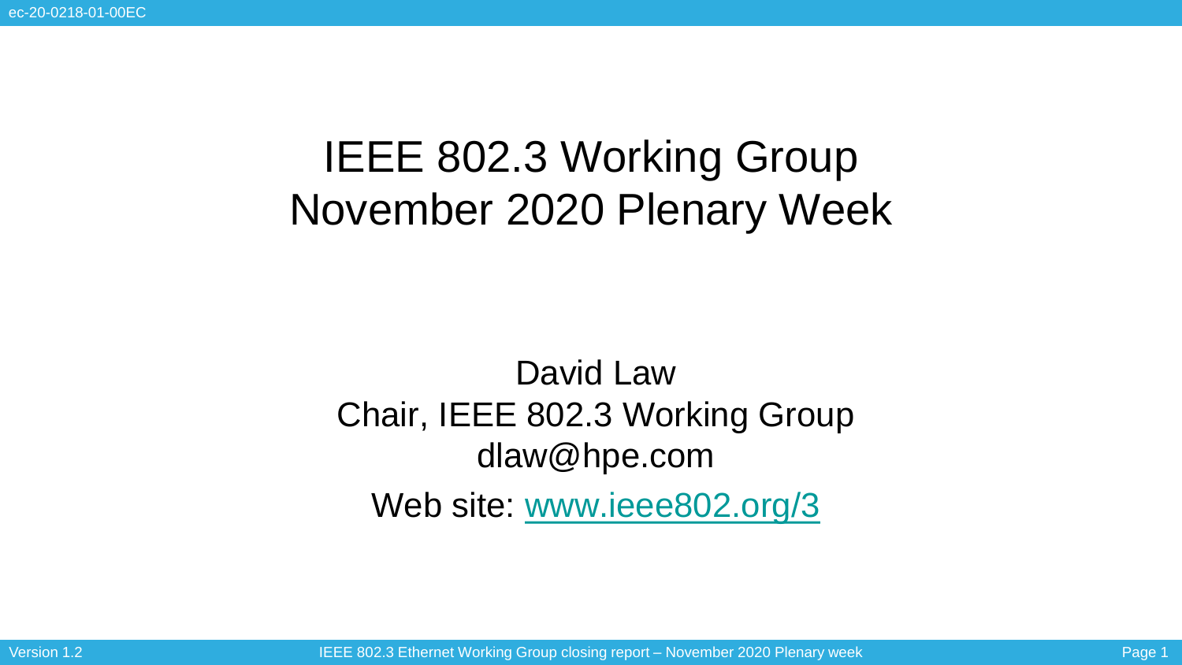# IEEE 802.3 Working Group November 2020 Plenary Week

David Law

Chair, IEEE 802.3 Working Group

dlaw@hpe.com

Web site: www.ieee802.org/3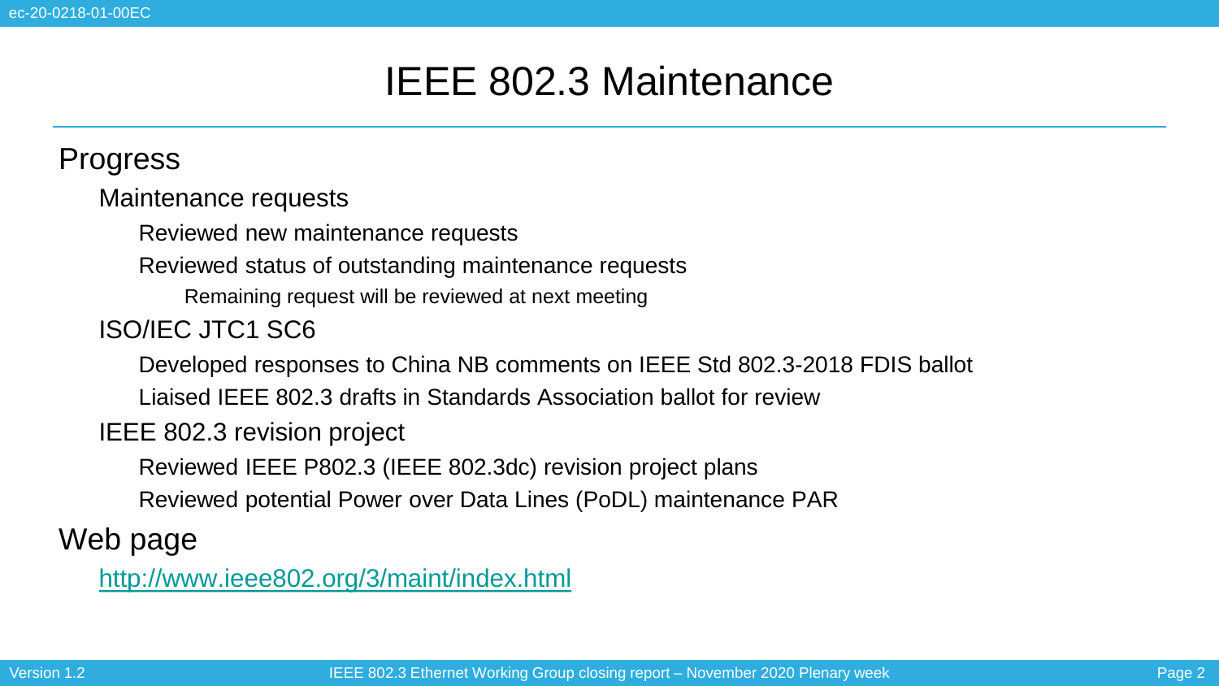# IEEE 802.3 Maintenance

- Progress
  - Maintenance requests
    - Reviewed new maintenance requests
    - Reviewed status of outstanding maintenance requests
      - Remaining request will be reviewed at next meeting
  - ISO/IEC JTC1 SC6
    - Developed responses to China NB comments on IEEE Std 802.3-2018 FDIS ballot
    - Liaised IEEE 802.3 drafts in Standards Association ballot for review
  - IEEE 802.3 revision project
    - Reviewed IEEE P802.3 (IEEE 802.3dc) revision project plans
    - Reviewed potential Power over Data Lines (PoDL) maintenance PAR
- Web page
  - http://www.ieee802.org/3/maint/index.html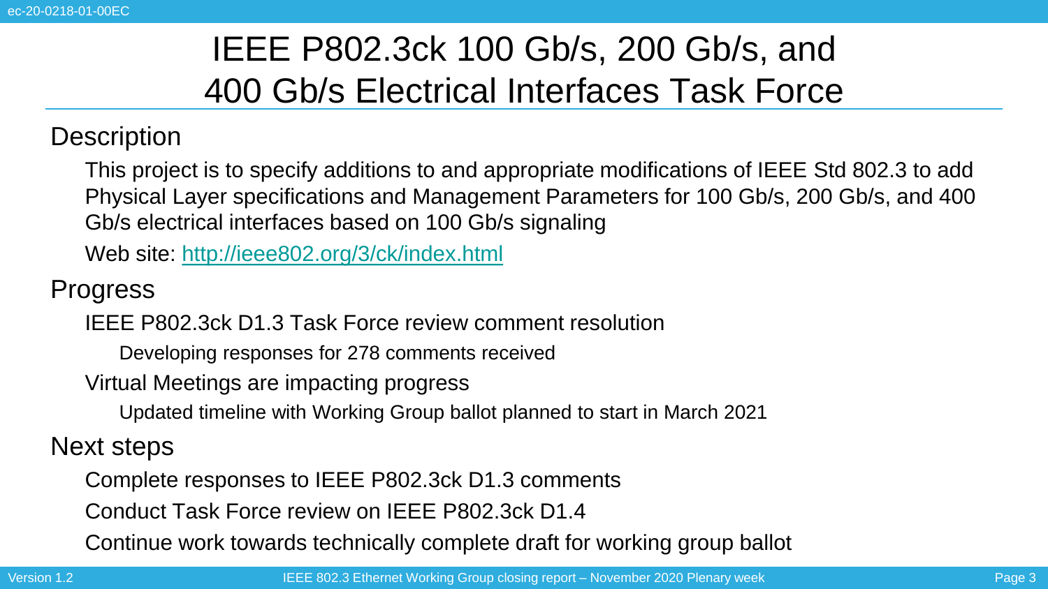# IEEE P802.3ck 100 Gb/s, 200 Gb/s, and 400 Gb/s Electrical Interfaces Task Force

## Description

- This project is to specify additions to and appropriate modifications of IEEE Std 802.3 to add Physical Layer specifications and Management Parameters for 100 Gb/s, 200 Gb/s, and 400 Gb/s electrical interfaces based on 100 Gb/s signaling
- Web site: [http://ieee802.org/3/ck/index.html](http://ieee802.org/3/ck/index.html)

## Progress

- IEEE P802.3ck D1.3 Task Force review comment resolution
  - Developing responses for 278 comments received
- Virtual Meetings are impacting progress
  - Updated timeline with Working Group ballot planned to start in March 2021

## Next steps

- Complete responses to IEEE P802.3ck D1.3 comments
- Conduct Task Force review on IEEE P802.3ck D1.4
- Continue work towards technically complete draft for working group ballot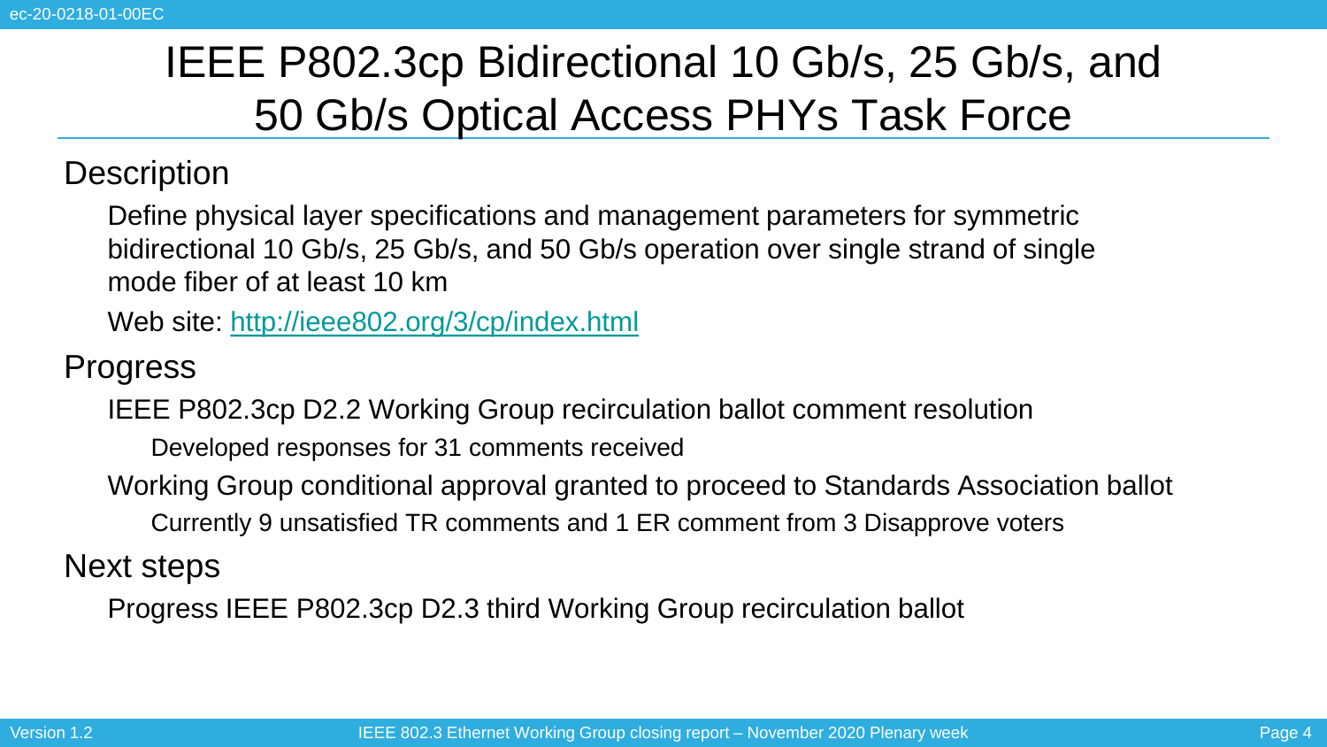# IEEE P802.3cp Bidirectional 10 Gb/s, 25 Gb/s, and 50 Gb/s Optical Access PHYs Task Force

## Description

Define physical layer specifications and management parameters for symmetric bidirectional 10 Gb/s, 25 Gb/s, and 50 Gb/s operation over single strand of single mode fiber of at least 10 km

Web site: [http://ieee802.org/3/cp/index.html](http://ieee802.org/3/cp/index.html)

## Progress

- IEEE P802.3cp D2.2 Working Group recirculation ballot comment resolution
  - Developed responses for 31 comments received
- Working Group conditional approval granted to proceed to Standards Association ballot
  - Currently 9 unsatisfied TR comments and 1 ER comment from 3 Disapprove voters

## Next steps

- Progress IEEE P802.3cp D2.3 third Working Group recirculation ballot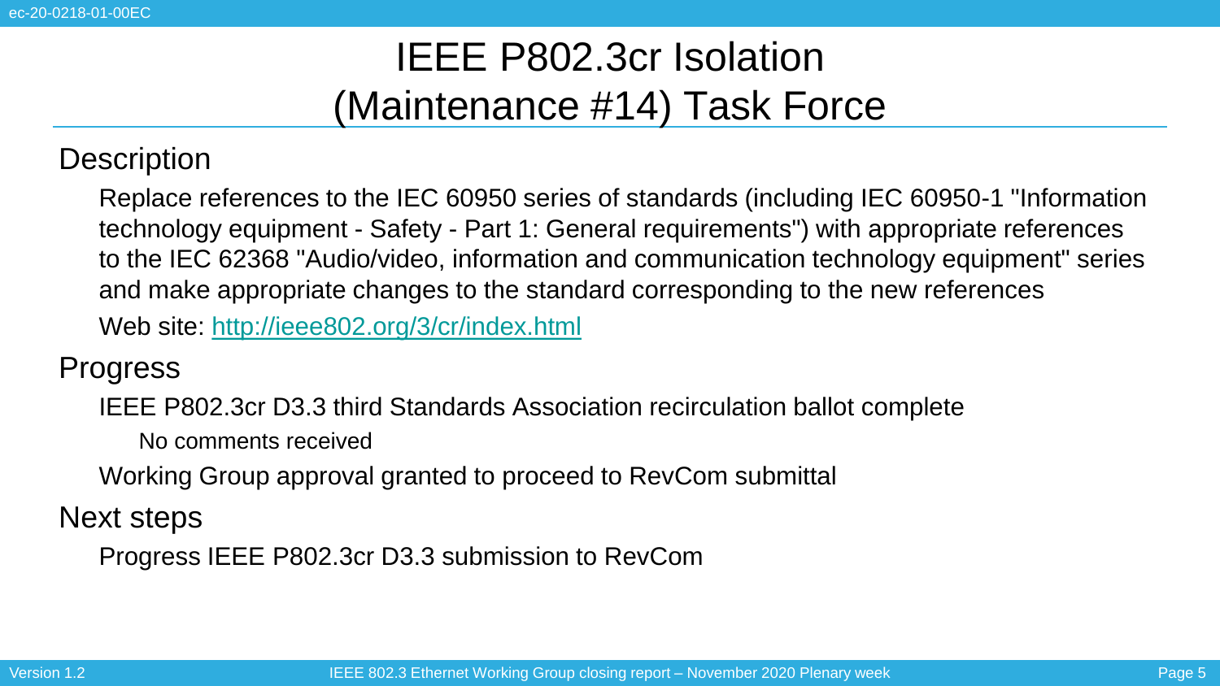# IEEE P802.3cr Isolation (Maintenance #14) Task Force

## Description

Replace references to the IEC 60950 series of standards (including IEC 60950-1 "Information technology equipment - Safety - Part 1: General requirements") with appropriate references to the IEC 62368 "Audio/video, information and communication technology equipment" series and make appropriate changes to the standard corresponding to the new references

Web site: [http://ieee802.org/3/cr/index.html](http://ieee802.org/3/cr/index.html)

## Progress

- IEEE P802.3cr D3.3 third Standards Association recirculation ballot complete
  - No comments received
- Working Group approval granted to proceed to RevCom submittal

## Next steps

- Progress IEEE P802.3cr D3.3 submission to RevCom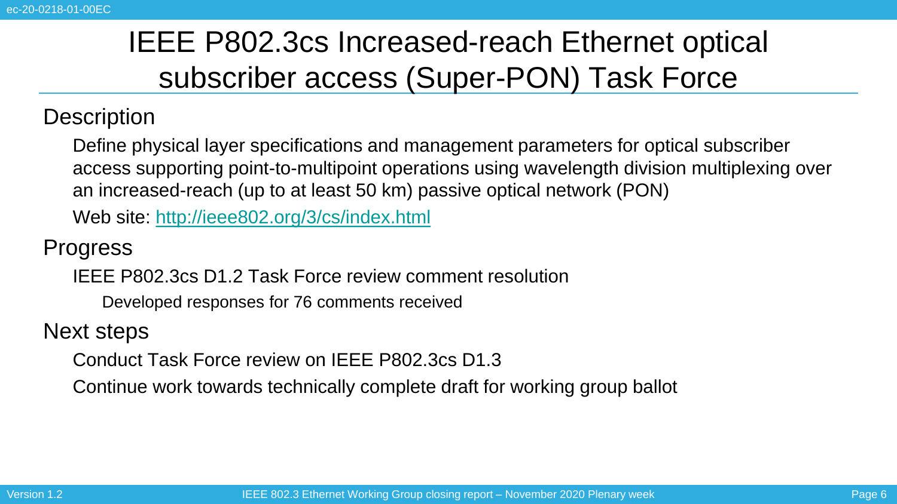# IEEE P802.3cs Increased-reach Ethernet optical subscriber access (Super-PON) Task Force

## Description

Define physical layer specifications and management parameters for optical subscriber access supporting point-to-multipoint operations using wavelength division multiplexing over an increased-reach (up to at least 50 km) passive optical network (PON)

Web site: [http://ieee802.org/3/cs/index.html](http://ieee802.org/3/cs/index.html)

## Progress

- IEEE P802.3cs D1.2 Task Force review comment resolution
  - Developed responses for 76 comments received

## Next steps

- Conduct Task Force review on IEEE P802.3cs D1.3
- Continue work towards technically complete draft for working group ballot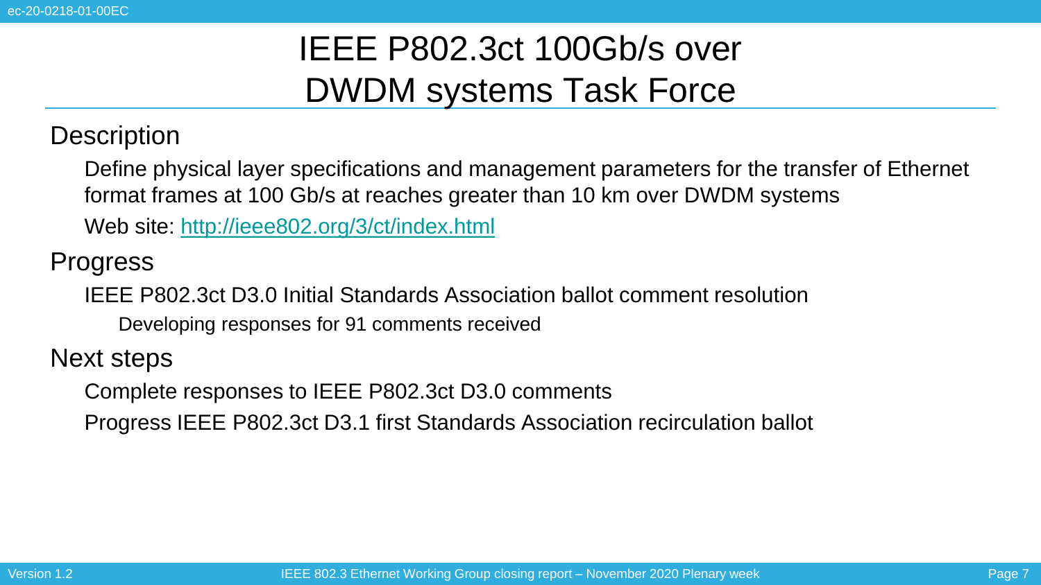# IEEE P802.3ct 100Gb/s over DWDM systems Task Force

## Description

- Define physical layer specifications and management parameters for the transfer of Ethernet format frames at 100 Gb/s at reaches greater than 10 km over DWDM systems
- Web site: [http://ieee802.org/3/ct/index.html](http://ieee802.org/3/ct/index.html)

## Progress

- IEEE P802.3ct D3.0 Initial Standards Association ballot comment resolution
  - Developing responses for 91 comments received

## Next steps

- Complete responses to IEEE P802.3ct D3.0 comments
- Progress IEEE P802.3ct D3.1 first Standards Association recirculation ballot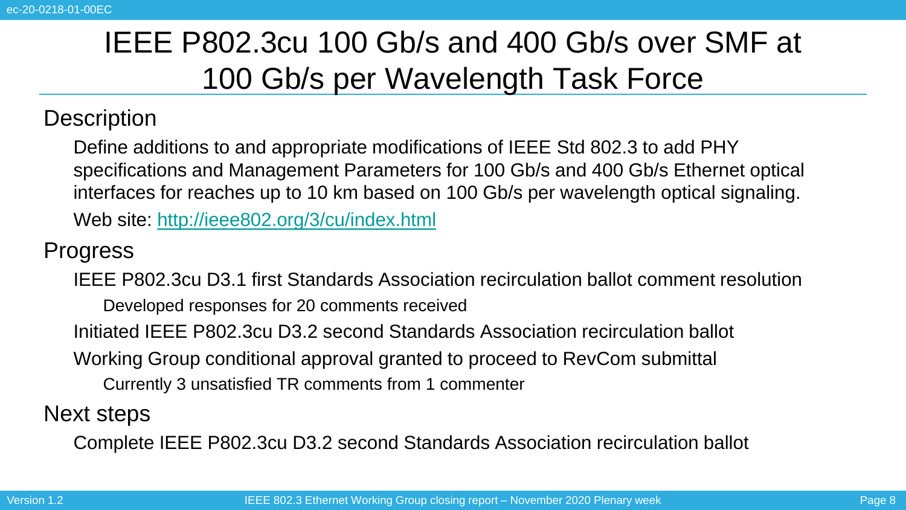# IEEE P802.3cu 100 Gb/s and 400 Gb/s over SMF at 100 Gb/s per Wavelength Task Force

## Description

Define additions to and appropriate modifications of IEEE Std 802.3 to add PHY specifications and Management Parameters for 100 Gb/s and 400 Gb/s Ethernet optical interfaces for reaches up to 10 km based on 100 Gb/s per wavelength optical signaling.

Web site: [http://ieee802.org/3/cu/index.html](http://ieee802.org/3/cu/index.html)

## Progress

- IEEE P802.3cu D3.1 first Standards Association recirculation ballot comment resolution
  - Developed responses for 20 comments received
- Initiated IEEE P802.3cu D3.2 second Standards Association recirculation ballot
- Working Group conditional approval granted to proceed to RevCom submittal
  - Currently 3 unsatisfied TR comments from 1 commenter

## Next steps

- Complete IEEE P802.3cu D3.2 second Standards Association recirculation ballot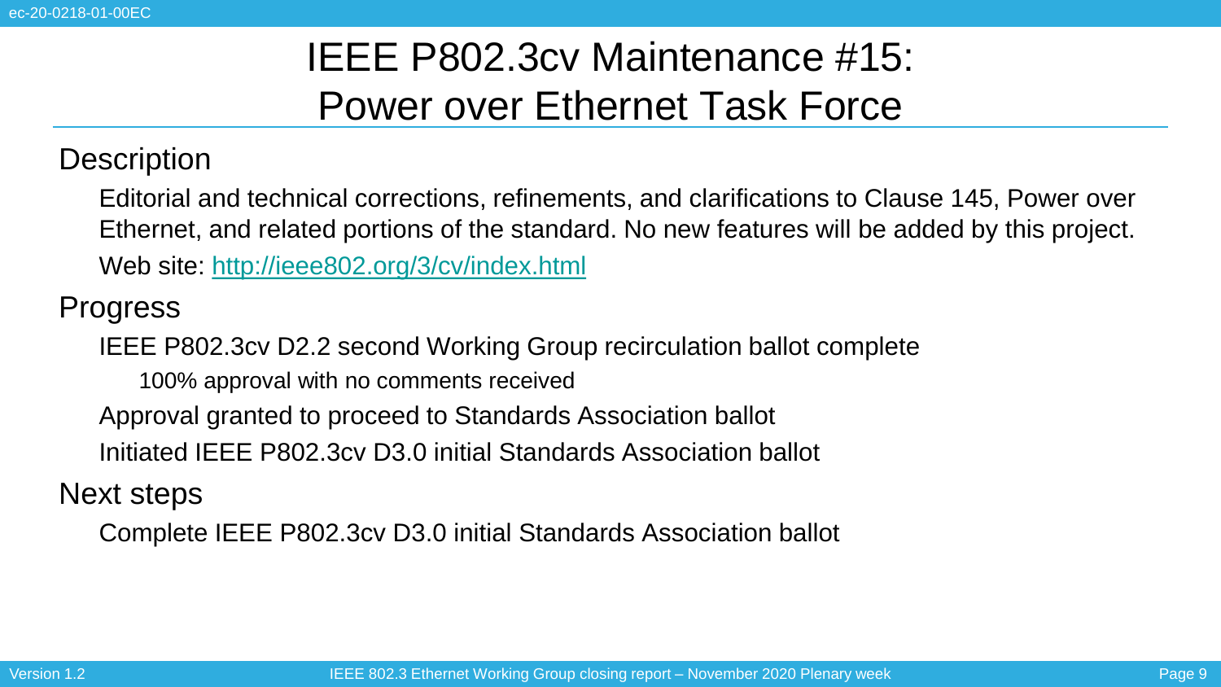# IEEE P802.3cv Maintenance #15: Power over Ethernet Task Force

## Description

Editorial and technical corrections, refinements, and clarifications to Clause 145, Power over Ethernet, and related portions of the standard. No new features will be added by this project.

Web site: [http://ieee802.org/3/cv/index.html](http://ieee802.org/3/cv/index.html)

## Progress

- IEEE P802.3cv D2.2 second Working Group recirculation ballot complete
  - 100% approval with no comments received
- Approval granted to proceed to Standards Association ballot
- Initiated IEEE P802.3cv D3.0 initial Standards Association ballot

## Next steps

- Complete IEEE P802.3cv D3.0 initial Standards Association ballot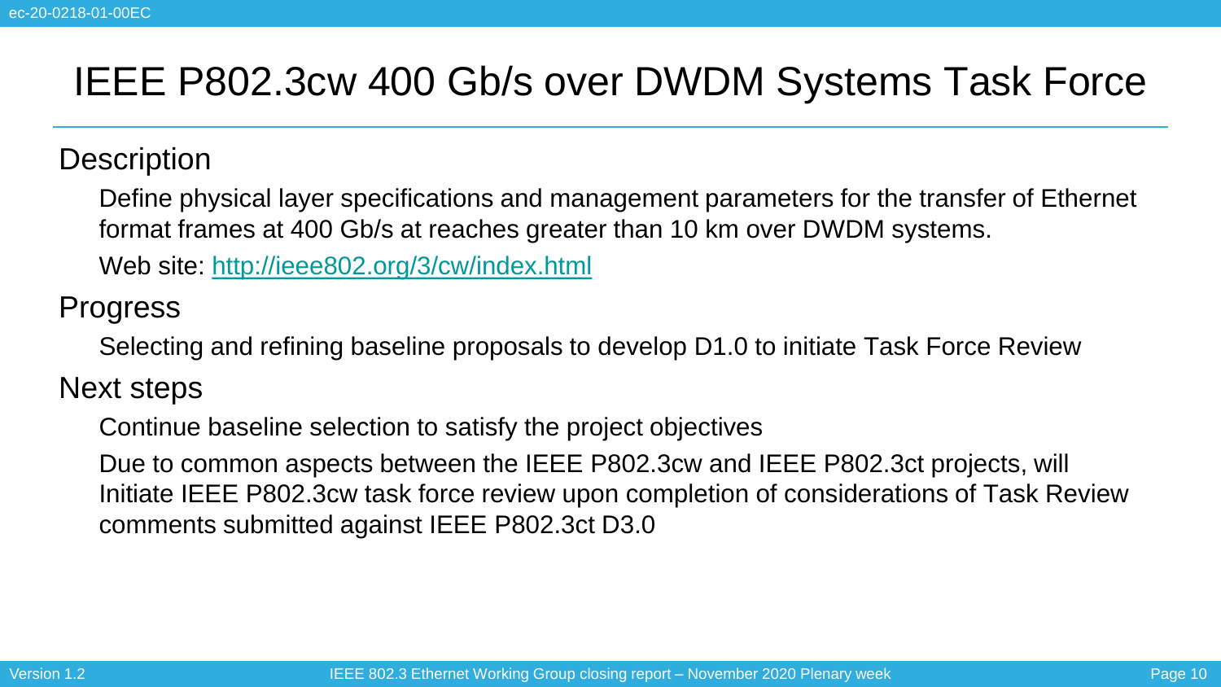# IEEE P802.3cw 400 Gb/s over DWDM Systems Task Force

## Description

Define physical layer specifications and management parameters for the transfer of Ethernet format frames at 400 Gb/s at reaches greater than 10 km over DWDM systems.

Web site: [http://ieee802.org/3/cw/index.html](http://ieee802.org/3/cw/index.html)

## Progress

Selecting and refining baseline proposals to develop D1.0 to initiate Task Force Review

## Next steps

Continue baseline selection to satisfy the project objectives

Due to common aspects between the IEEE P802.3cw and IEEE P802.3ct projects, will Initiate IEEE P802.3cw task force review upon completion of considerations of Task Review comments submitted against IEEE P802.3ct D3.0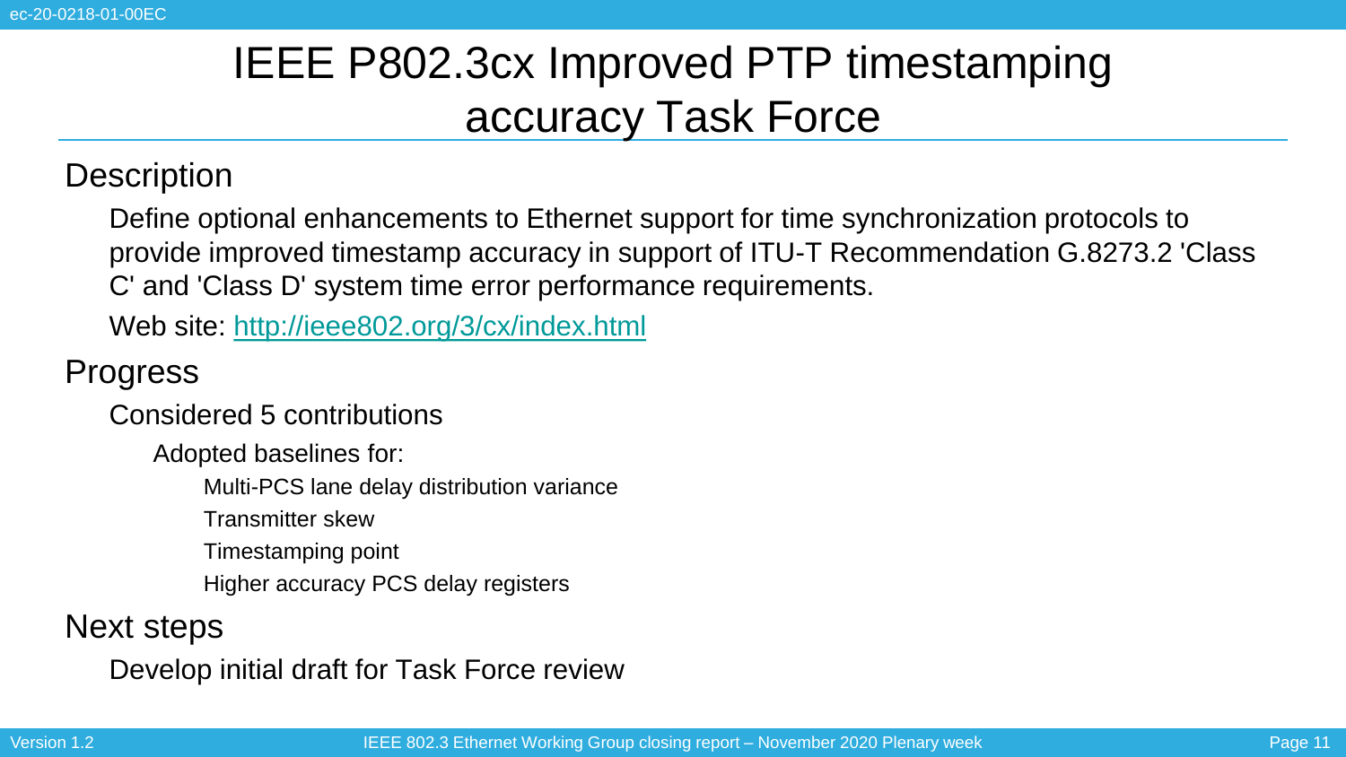# IEEE P802.3cx Improved PTP timestamping accuracy Task Force

## Description

Define optional enhancements to Ethernet support for time synchronization protocols to provide improved timestamp accuracy in support of ITU-T Recommendation G.8273.2 'Class C' and 'Class D' system time error performance requirements.

Web site: [http://ieee802.org/3/cx/index.html](http://ieee802.org/3/cx/index.html)

## Progress

- Considered 5 contributions
  - Adopted baselines for:
    - Multi-PCS lane delay distribution variance
    - Transmitter skew
    - Timestamping point
    - Higher accuracy PCS delay registers

## Next steps

- Develop initial draft for Task Force review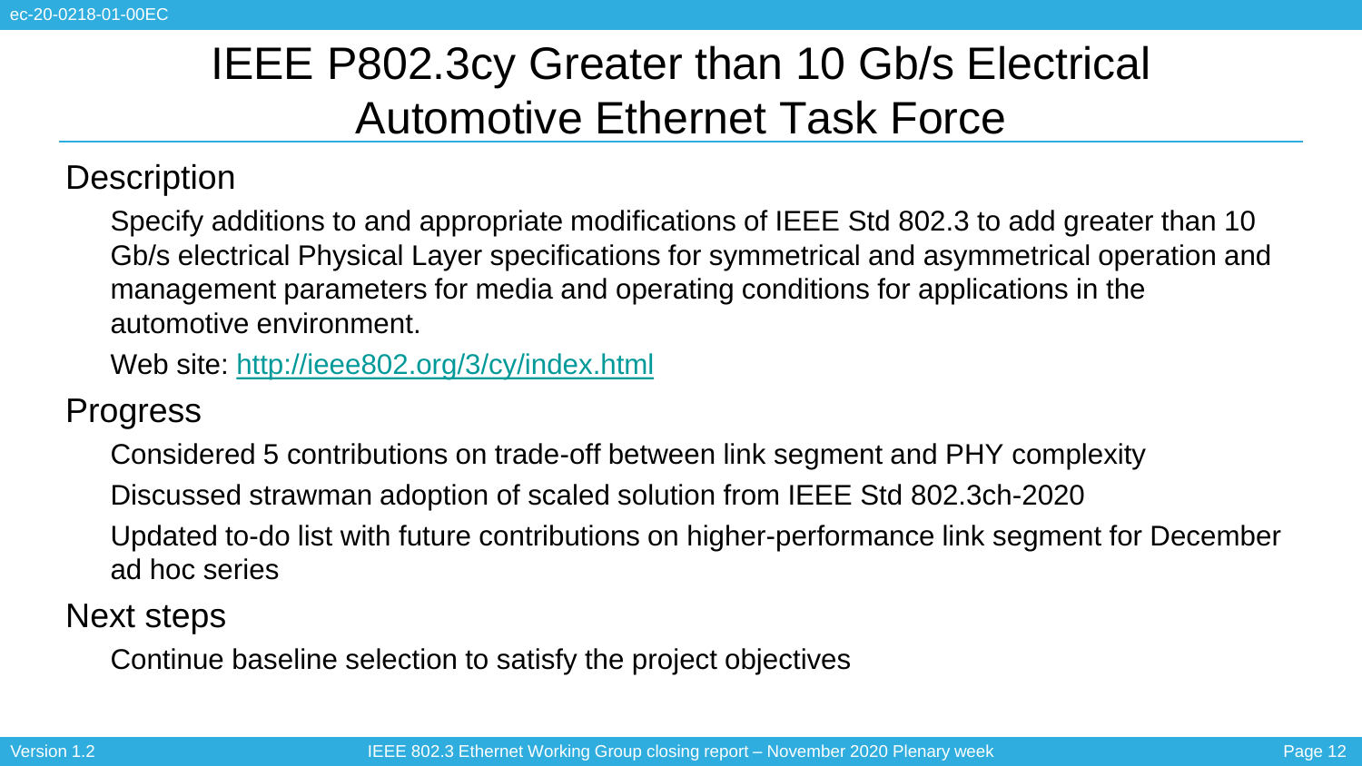# IEEE P802.3cy Greater than 10 Gb/s Electrical Automotive Ethernet Task Force

## Description

Specify additions to and appropriate modifications of IEEE Std 802.3 to add greater than 10 Gb/s electrical Physical Layer specifications for symmetrical and asymmetrical operation and management parameters for media and operating conditions for applications in the automotive environment.

Web site: [http://ieee802.org/3/cy/index.html](http://ieee802.org/3/cy/index.html)

## Progress

Considered 5 contributions on trade-off between link segment and PHY complexity

Discussed strawman adoption of scaled solution from IEEE Std 802.3ch-2020

Updated to-do list with future contributions on higher-performance link segment for December ad hoc series

## Next steps

Continue baseline selection to satisfy the project objectives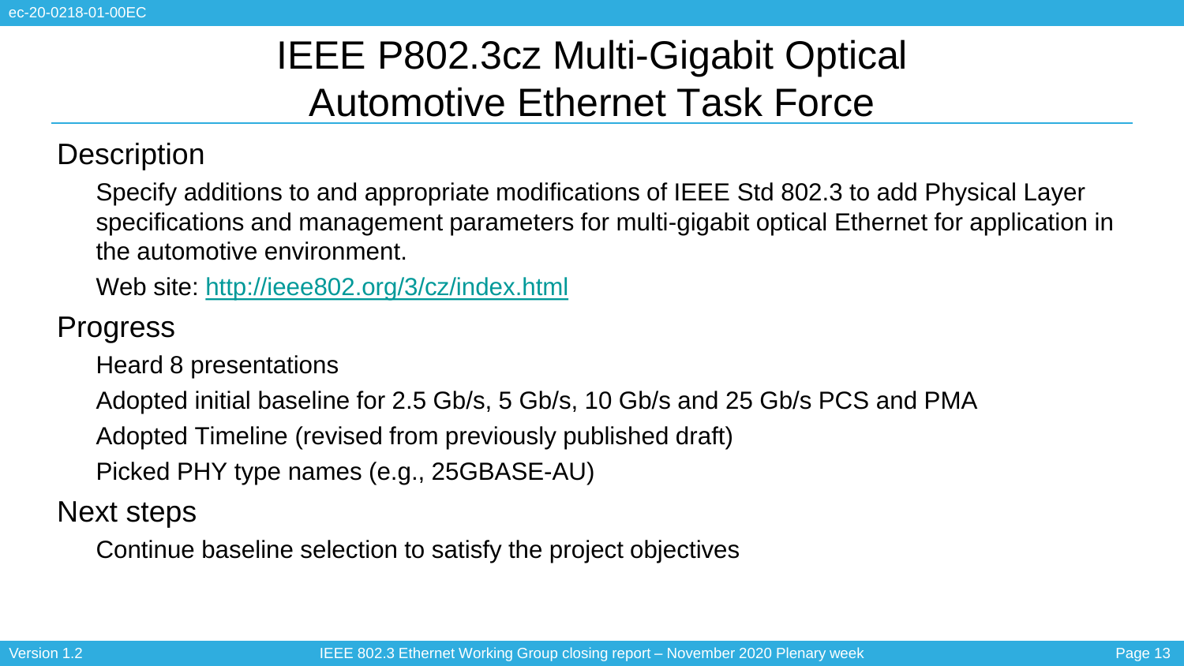# IEEE P802.3cz Multi-Gigabit Optical Automotive Ethernet Task Force

## Description

Specify additions to and appropriate modifications of IEEE Std 802.3 to add Physical Layer specifications and management parameters for multi-gigabit optical Ethernet for application in the automotive environment.

Web site: [http://ieee802.org/3/cz/index.html](http://ieee802.org/3/cz/index.html)

## Progress

Heard 8 presentations

Adopted initial baseline for 2.5 Gb/s, 5 Gb/s, 10 Gb/s and 25 Gb/s PCS and PMA

Adopted Timeline (revised from previously published draft)

Picked PHY type names (e.g., 25GBASE-AU)

## Next steps

Continue baseline selection to satisfy the project objectives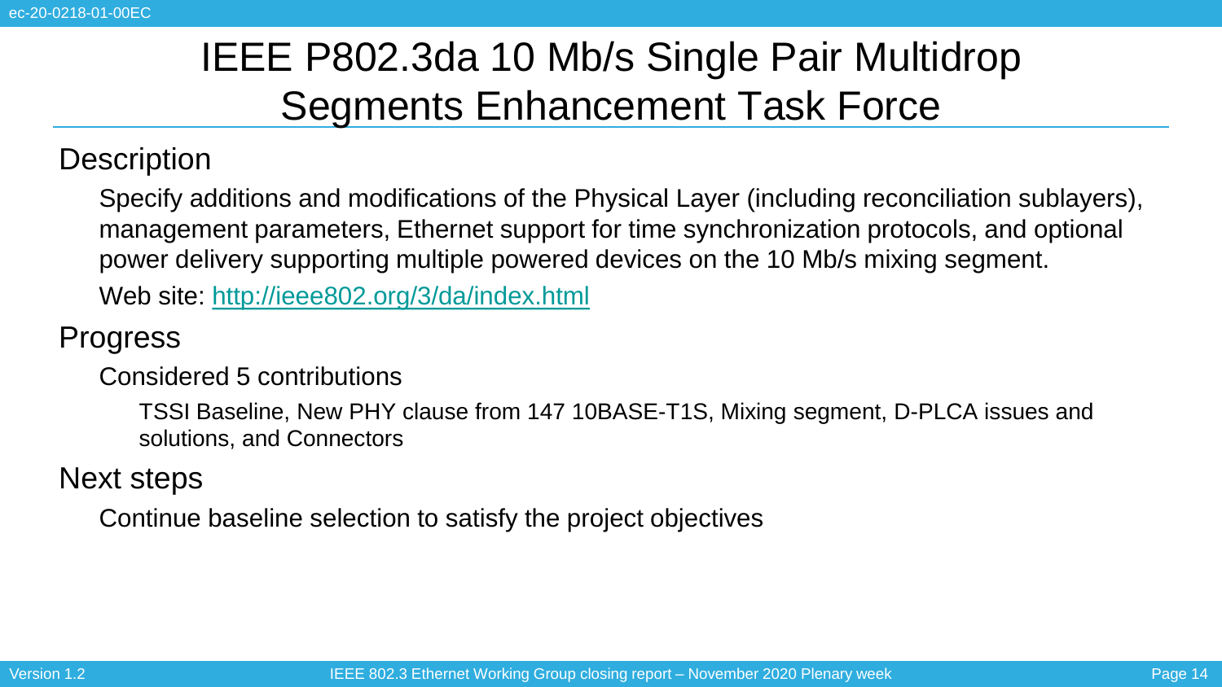# IEEE P802.3da 10 Mb/s Single Pair Multidrop Segments Enhancement Task Force

## Description

Specify additions and modifications of the Physical Layer (including reconciliation sublayers), management parameters, Ethernet support for time synchronization protocols, and optional power delivery supporting multiple powered devices on the 10 Mb/s mixing segment.

Web site: [http://ieee802.org/3/da/index.html](http://ieee802.org/3/da/index.html)

## Progress

Considered 5 contributions

- TSSI Baseline, New PHY clause from 147 10BASE-T1S, Mixing segment, D-PLCA issues and solutions, and Connectors

## Next steps

Continue baseline selection to satisfy the project objectives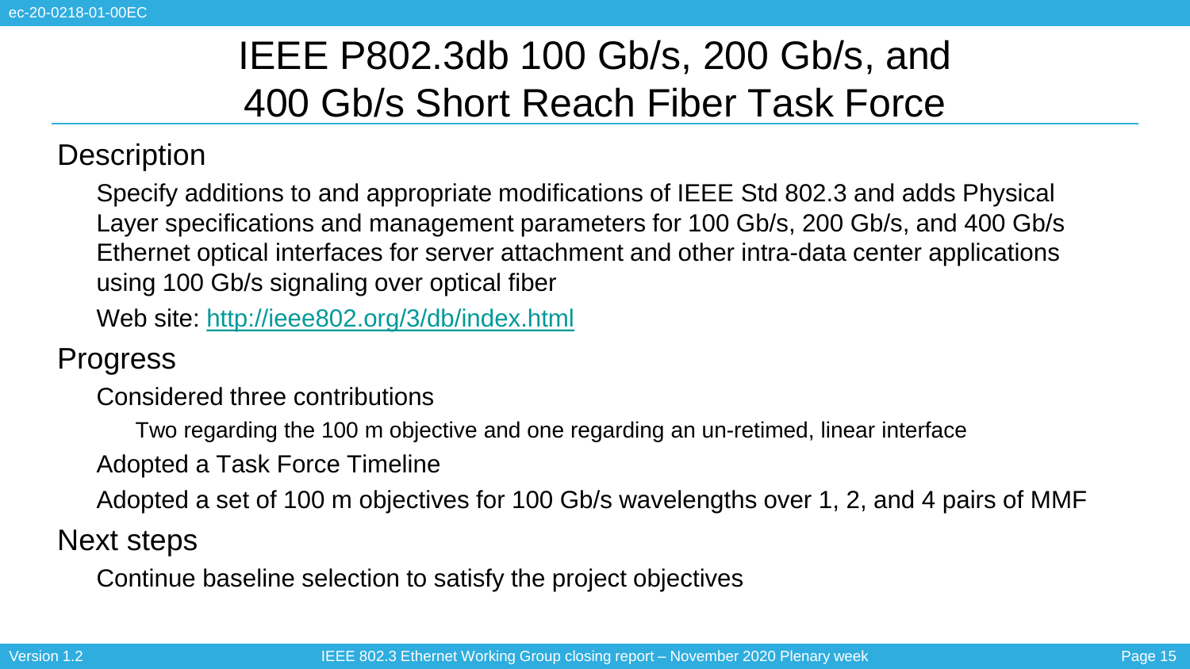# IEEE P802.3db 100 Gb/s, 200 Gb/s, and 400 Gb/s Short Reach Fiber Task Force

## Description

Specify additions to and appropriate modifications of IEEE Std 802.3 and adds Physical Layer specifications and management parameters for 100 Gb/s, 200 Gb/s, and 400 Gb/s Ethernet optical interfaces for server attachment and other intra-data center applications using 100 Gb/s signaling over optical fiber

Web site: [http://ieee802.org/3/db/index.html](http://ieee802.org/3/db/index.html)

## Progress

- Considered three contributions
  - Two regarding the 100 m objective and one regarding an un-retimed, linear interface
- Adopted a Task Force Timeline
- Adopted a set of 100 m objectives for 100 Gb/s wavelengths over 1, 2, and 4 pairs of MMF

## Next steps

- Continue baseline selection to satisfy the project objectives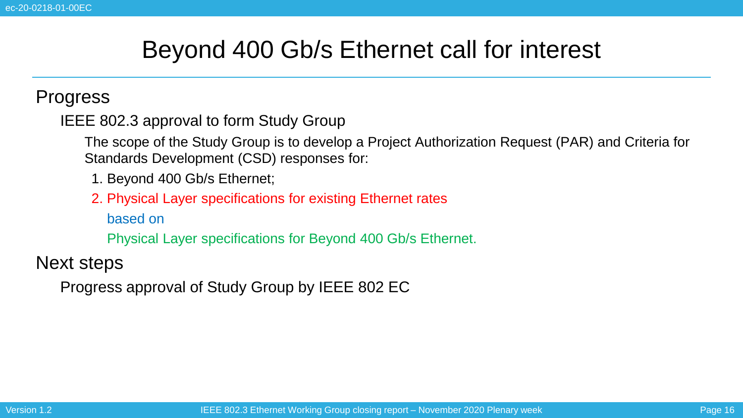# Beyond 400 Gb/s Ethernet call for interest

## Progress

IEEE 802.3 approval to form Study Group

The scope of the Study Group is to develop a Project Authorization Request (PAR) and Criteria for Standards Development (CSD) responses for:

1. Beyond 400 Gb/s Ethernet;
2. Physical Layer specifications for existing Ethernet rates

   based on

   Physical Layer specifications for Beyond 400 Gb/s Ethernet.

## Next steps

Progress approval of Study Group by IEEE 802 EC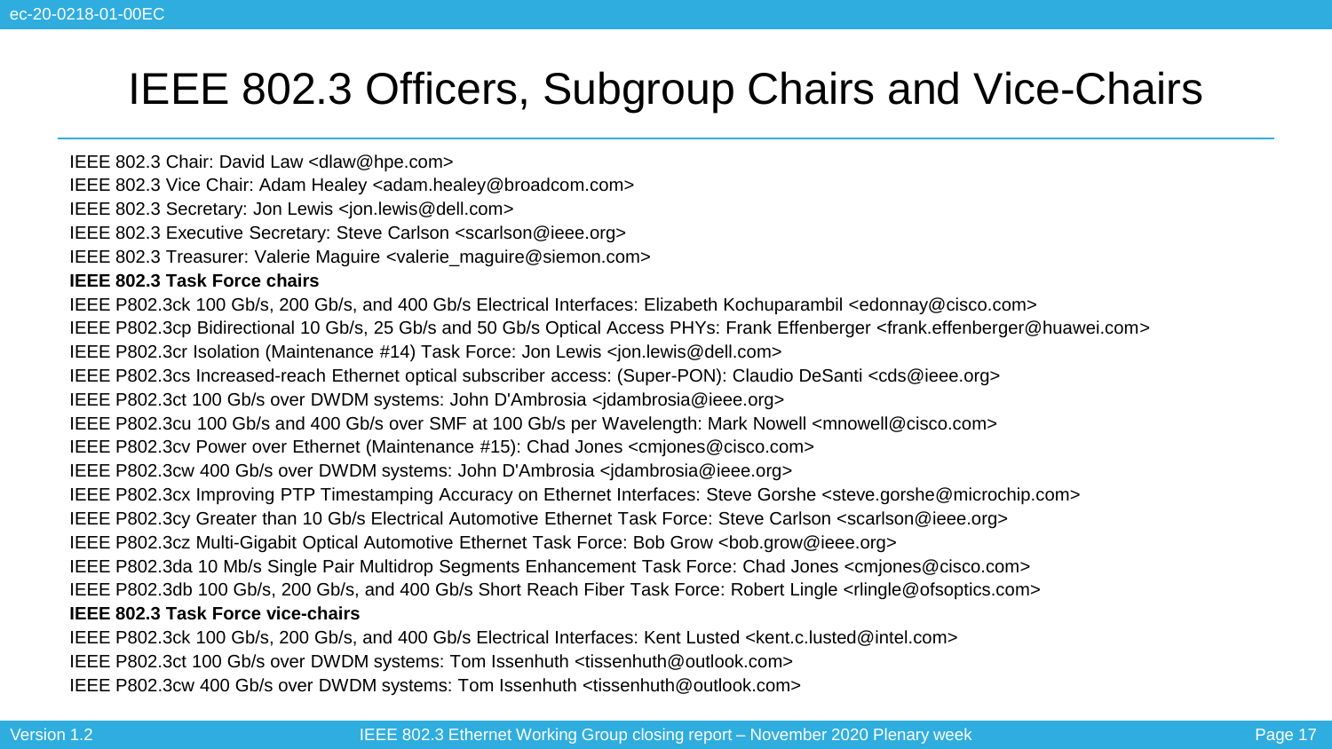# IEEE 802.3 Officers, Subgroup Chairs and Vice-Chairs

IEEE 802.3 Chair: David Law <dlaw@hpe.com>

IEEE 802.3 Vice Chair: Adam Healey <adam.healey@broadcom.com>

IEEE 802.3 Secretary: Jon Lewis <jon.lewis@dell.com>

IEEE 802.3 Executive Secretary: Steve Carlson <scarlson@ieee.org>

IEEE 802.3 Treasurer: Valerie Maguire <valerie_maguire@siemon.com>

**IEEE 802.3 Task Force chairs**

IEEE P802.3ck 100 Gb/s, 200 Gb/s, and 400 Gb/s Electrical Interfaces: Elizabeth Kochuparambil <edonnay@cisco.com>

IEEE P802.3cp Bidirectional 10 Gb/s, 25 Gb/s and 50 Gb/s Optical Access PHYs: Frank Effenberger <frank.effenberger@huawei.com>

IEEE P802.3cr Isolation (Maintenance #14) Task Force: Jon Lewis <jon.lewis@dell.com>

IEEE P802.3cs Increased-reach Ethernet optical subscriber access: (Super-PON): Claudio DeSanti <cds@ieee.org>

IEEE P802.3ct 100 Gb/s over DWDM systems: John D'Ambrosia <jdambrosia@ieee.org>

IEEE P802.3cu 100 Gb/s and 400 Gb/s over SMF at 100 Gb/s per Wavelength: Mark Nowell <mnowell@cisco.com>

IEEE P802.3cv Power over Ethernet (Maintenance #15): Chad Jones <cmjones@cisco.com>

IEEE P802.3cw 400 Gb/s over DWDM systems: John D'Ambrosia <jdambrosia@ieee.org>

IEEE P802.3cx Improving PTP Timestamping Accuracy on Ethernet Interfaces: Steve Gorshe <steve.gorshe@microchip.com>

IEEE P802.3cy Greater than 10 Gb/s Electrical Automotive Ethernet Task Force: Steve Carlson <scarlson@ieee.org>

IEEE P802.3cz Multi-Gigabit Optical Automotive Ethernet Task Force: Bob Grow <bob.grow@ieee.org>

IEEE P802.3da 10 Mb/s Single Pair Multidrop Segments Enhancement Task Force: Chad Jones <cmjones@cisco.com>

IEEE P802.3db 100 Gb/s, 200 Gb/s, and 400 Gb/s Short Reach Fiber Task Force: Robert Lingle <rlingle@ofsoptics.com>

**IEEE 802.3 Task Force vice-chairs**

IEEE P802.3ck 100 Gb/s, 200 Gb/s, and 400 Gb/s Electrical Interfaces: Kent Lusted <kent.c.lusted@intel.com>

IEEE P802.3ct 100 Gb/s over DWDM systems: Tom Issenhuth <tissenhuth@outlook.com>

IEEE P802.3cw 400 Gb/s over DWDM systems: Tom Issenhuth <tissenhuth@outlook.com>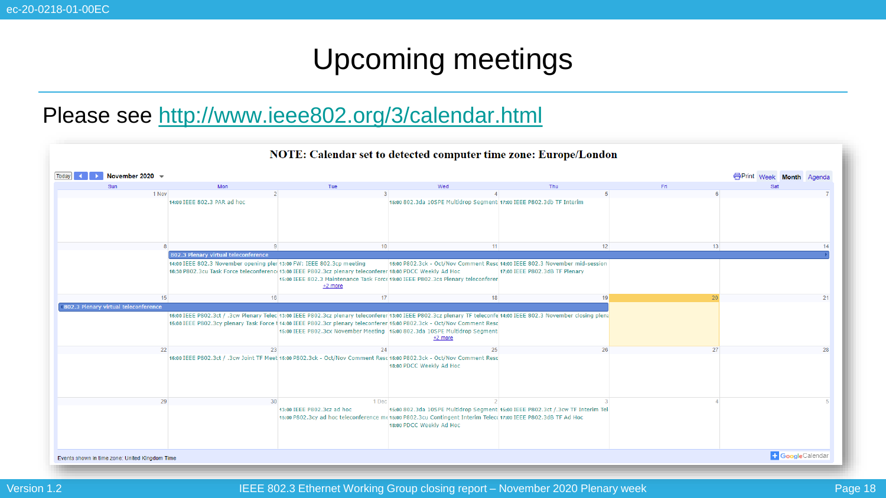# Upcoming meetings

Please see http://www.ieee802.org/3/calendar.html

NOTE: Calendar set to detected computer time zone: Europe/London

November 2020

| Sun | Mon | Tue | Wed | Thu | Fri | Sat |
|---|---|---|---|---|---|---|
| 1 Nov | 2<br>14:00 IEEE 802.3 PAR ad hoc | 3 | 4<br>15:00 802.3da 10SPE Multidrop Segment | 5<br>17:00 IEEE P802.3db TF Interim | 6 | 7 |
| 8 | 9<br>802.3 Plenary virtual teleconference<br>14:00 IEEE 802.3 November opening pler<br>16:30 P802.3cu Task Force teleconferenc | 10<br>13:00 FW: IEEE 802.3cp meeting<br>13:00 IEEE P802.3cz plenary teleconferer<br>15:00 IEEE 802.3 Maintenance Task Force | 11<br>15:00 P802.3ck - Oct/Nov Comment Resc<br>18:00 PDCC Weekly Ad Hoc<br>19:00 IEEE P802.3cs Plenary teleconferer<br>+2 more | 12<br>14:00 IEEE 802.3 November mid-session<br>17:00 IEEE P802.3dB TF Plenary | 13 | 14 |
| 15<br>802.3 Plenary virtual teleconference | 16<br>16:00 IEEE P802.3ct / .3cw Plenary Telec<br>15:00 IEEE P802.3cy plenary Task Force t | 17<br>13:00 IEEE P802.3cz plenary teleconferer<br>14:00 IEEE P802.3cr plenary teleconferer<br>15:00 IEEE P802.3cx November Meeting | 18<br>13:00 IEEE P802.3cz plenary TF teleconfe<br>15:00 P802.3ck - Oct/Nov Comment Resc<br>15:00 802.3da 10SPE Multidrop Segment<br>+2 more | 19<br>14:00 IEEE 802.3 November closing plena | 20 | 21 |
| 22 | 23<br>16:00 IEEE P802.3ct / .3cw Joint TF Meet | 24<br>15:00 P802.3ck - Oct/Nov Comment Resc | 25<br>15:00 P802.3ck - Oct/Nov Comment Resc<br>18:00 PDCC Weekly Ad Hoc | 26 | 27 | 28 |
| 29 | 30 | 1 Dec<br>13:00 IEEE P802.3cz ad hoc<br>15:00 P802.3cy ad hoc teleconference me | 2<br>15:00 802.3da 10SPE Multidrop Segment<br>15:00 P802.3cu Contingent Interim Telec<br>18:00 PDCC Weekly Ad Hoc | 3<br>15:00 IEEE P802.3ct /.3cw TF Interim Tel<br>17:00 IEEE P802.3dB TF Ad Hoc | 4 | 5 |

Events shown in time zone: United Kingdom Time